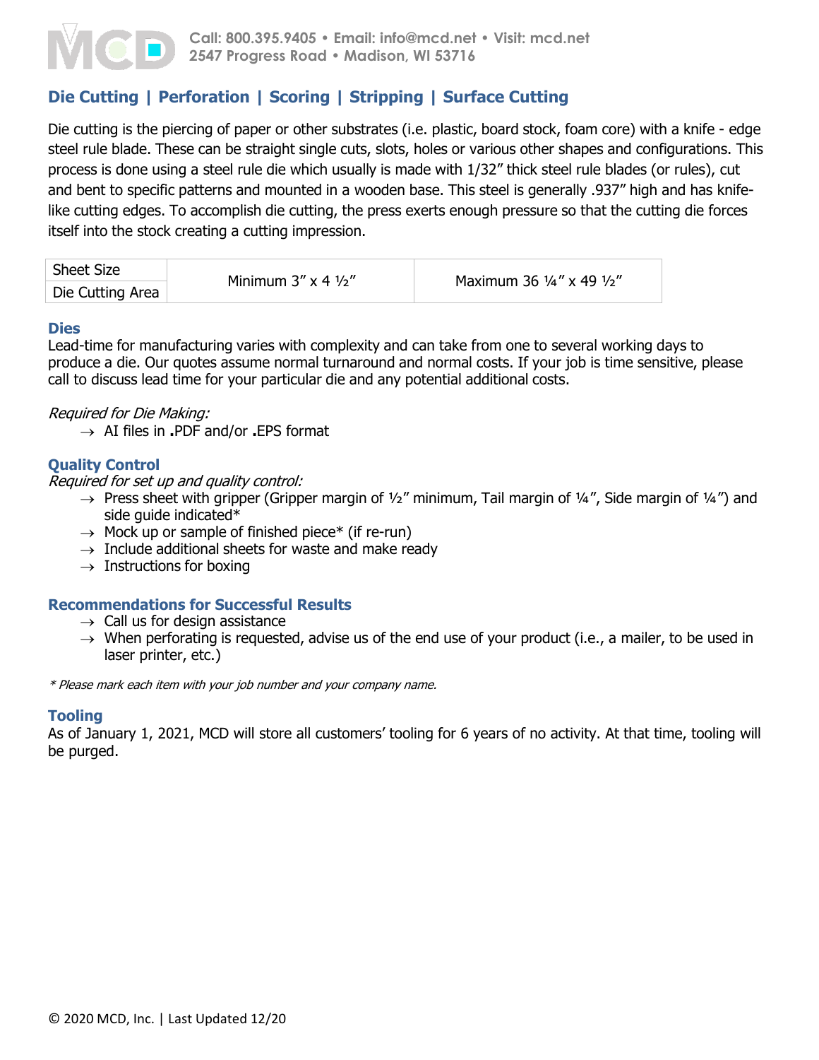Call: 800.395.9405 • Email: info@mcd.net • Visit: mcd.net
2547 Progress Road • Madison, WI 53716

## Die Cutting | Perforation | Scoring | Stripping | Surface Cutting

Die cutting is the piercing of paper or other substrates (i.e. plastic, board stock, foam core) with a knife - edge steel rule blade. These can be straight single cuts, slots, holes or various other shapes and configurations. This process is done using a steel rule die which usually is made with 1/32" thick steel rule blades (or rules), cut and bent to specific patterns and mounted in a wooden base. This steel is generally .937" high and has knife-like cutting edges. To accomplish die cutting, the press exerts enough pressure so that the cutting die forces itself into the stock creating a cutting impression.

| Sheet Size | Minimum 3" x 4 ½" | Maximum 36 ¼" x 49 ½" |
|---|---|---|
| Die Cutting Area | | |

### Dies

Lead-time for manufacturing varies with complexity and can take from one to several working days to produce a die. Our quotes assume normal turnaround and normal costs. If your job is time sensitive, please call to discuss lead time for your particular die and any potential additional costs.

*Required for Die Making:*

→ AI files in **.**PDF and/or **.**EPS format

### Quality Control

*Required for set up and quality control:*

→ Press sheet with gripper (Gripper margin of ½" minimum, Tail margin of ¼", Side margin of ¼") and side guide indicated*
→ Mock up or sample of finished piece* (if re-run)
→ Include additional sheets for waste and make ready
→ Instructions for boxing

### Recommendations for Successful Results

→ Call us for design assistance
→ When perforating is requested, advise us of the end use of your product (i.e., a mailer, to be used in laser printer, etc.)

*\* Please mark each item with your job number and your company name.*

### Tooling

As of January 1, 2021, MCD will store all customers' tooling for 6 years of no activity. At that time, tooling will be purged.

© 2020 MCD, Inc. | Last Updated 12/20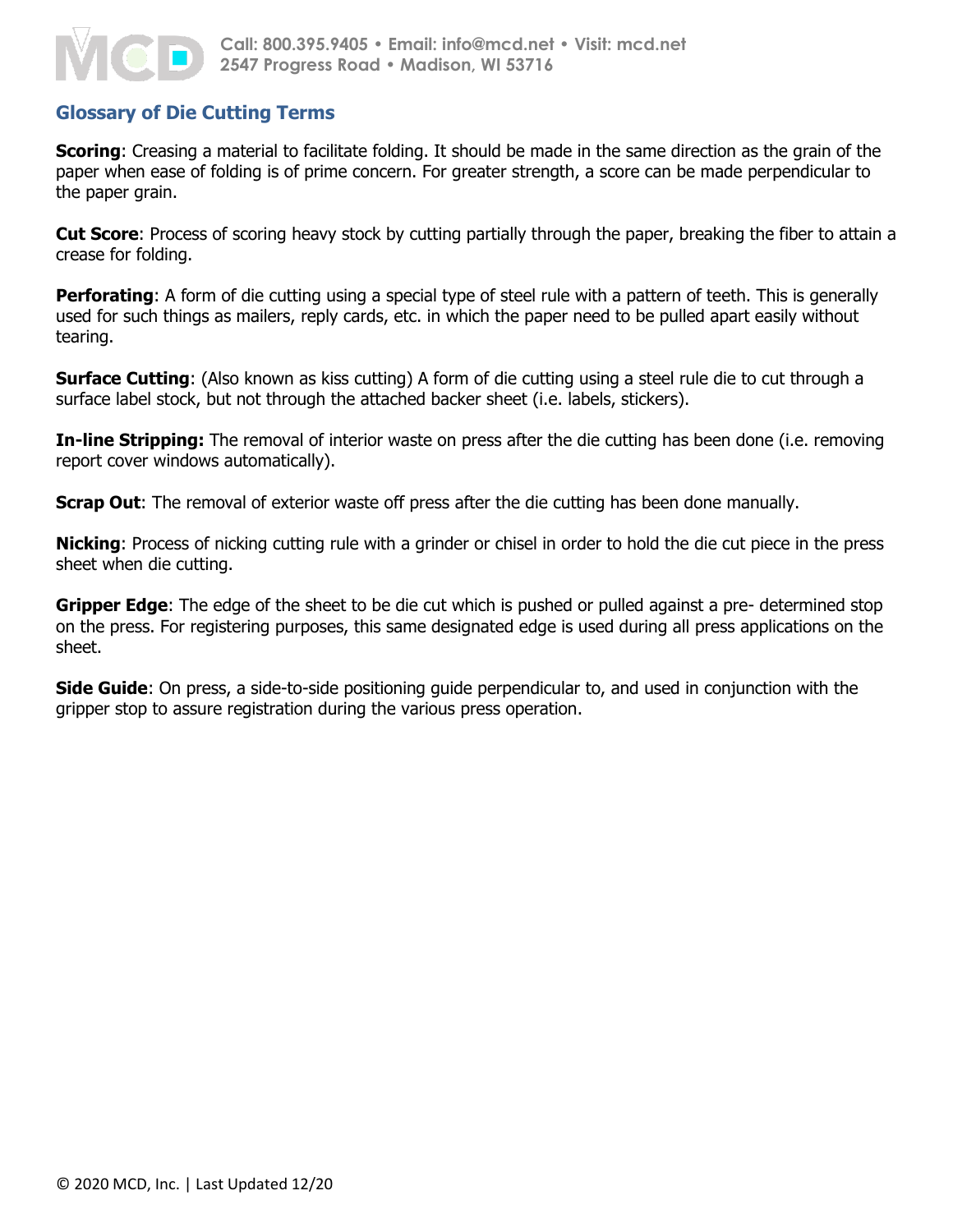## Glossary of Die Cutting Terms

**Scoring**: Creasing a material to facilitate folding. It should be made in the same direction as the grain of the paper when ease of folding is of prime concern. For greater strength, a score can be made perpendicular to the paper grain.

**Cut Score**: Process of scoring heavy stock by cutting partially through the paper, breaking the fiber to attain a crease for folding.

**Perforating**: A form of die cutting using a special type of steel rule with a pattern of teeth. This is generally used for such things as mailers, reply cards, etc. in which the paper need to be pulled apart easily without tearing.

**Surface Cutting**: (Also known as kiss cutting) A form of die cutting using a steel rule die to cut through a surface label stock, but not through the attached backer sheet (i.e. labels, stickers).

**In-line Stripping:** The removal of interior waste on press after the die cutting has been done (i.e. removing report cover windows automatically).

**Scrap Out**: The removal of exterior waste off press after the die cutting has been done manually.

**Nicking**: Process of nicking cutting rule with a grinder or chisel in order to hold the die cut piece in the press sheet when die cutting.

**Gripper Edge**: The edge of the sheet to be die cut which is pushed or pulled against a pre- determined stop on the press. For registering purposes, this same designated edge is used during all press applications on the sheet.

**Side Guide**: On press, a side-to-side positioning guide perpendicular to, and used in conjunction with the gripper stop to assure registration during the various press operation.